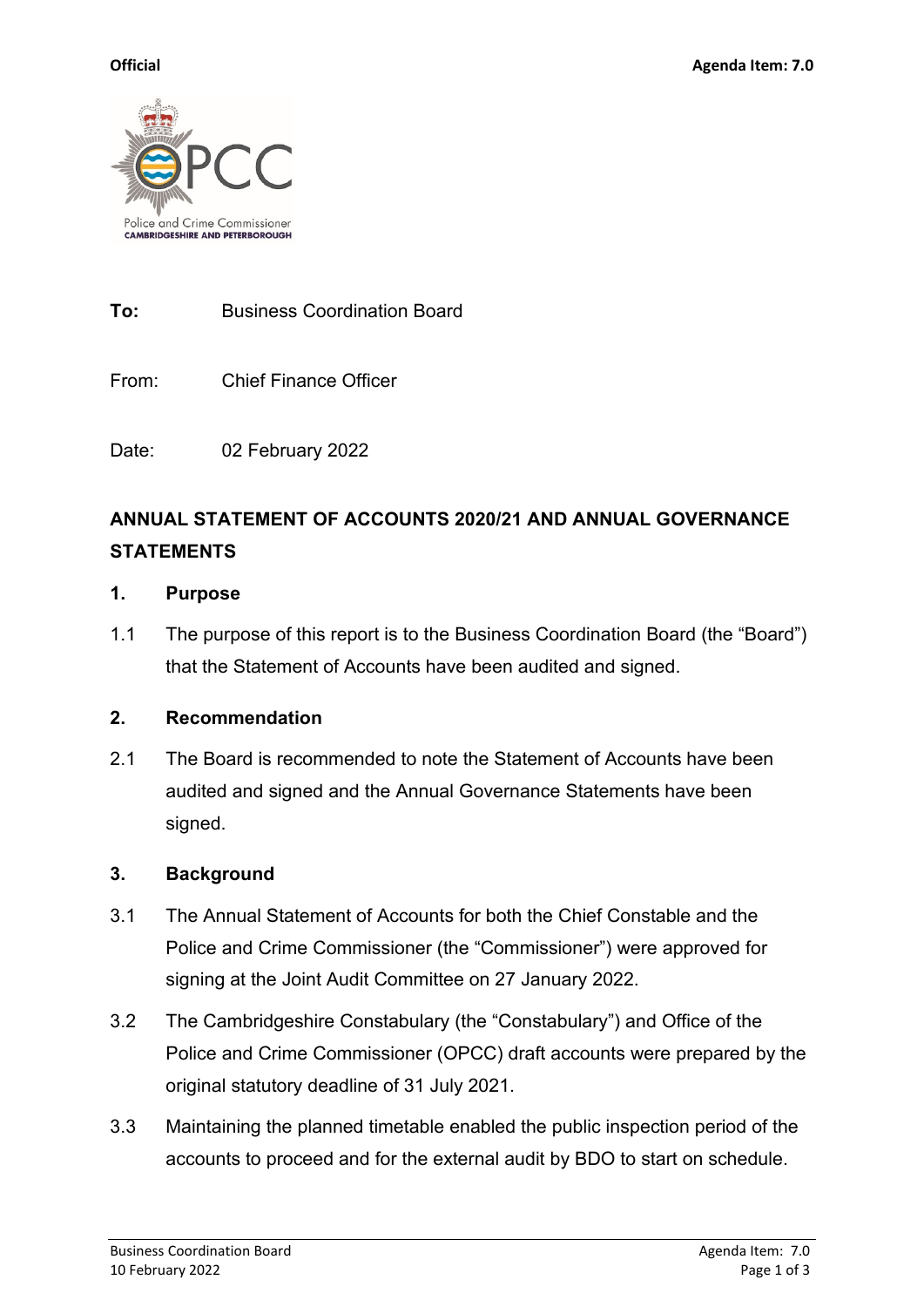**Official** **Agenda Item: 7.0**

**To:** Business Coordination Board

From: Chief Finance Officer

Date: 02 February 2022

## ANNUAL STATEMENT OF ACCOUNTS 2020/21 AND ANNUAL GOVERNANCE STATEMENTS

### 1. Purpose

1.1 The purpose of this report is to the Business Coordination Board (the "Board") that the Statement of Accounts have been audited and signed.

### 2. Recommendation

2.1 The Board is recommended to note the Statement of Accounts have been audited and signed and the Annual Governance Statements have been signed.

### 3. Background

3.1 The Annual Statement of Accounts for both the Chief Constable and the Police and Crime Commissioner (the "Commissioner") were approved for signing at the Joint Audit Committee on 27 January 2022.

3.2 The Cambridgeshire Constabulary (the "Constabulary") and Office of the Police and Crime Commissioner (OPCC) draft accounts were prepared by the original statutory deadline of 31 July 2021.

3.3 Maintaining the planned timetable enabled the public inspection period of the accounts to proceed and for the external audit by BDO to start on schedule.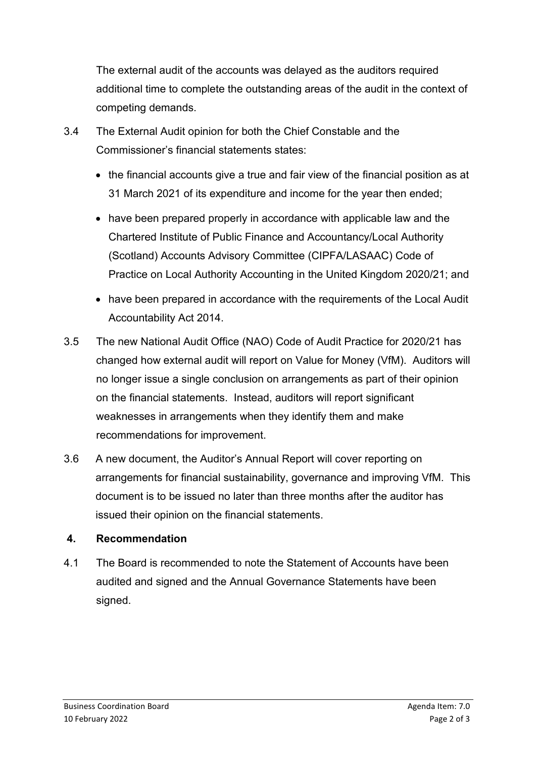The external audit of the accounts was delayed as the auditors required additional time to complete the outstanding areas of the audit in the context of competing demands.

3.4 The External Audit opinion for both the Chief Constable and the Commissioner's financial statements states:

- the financial accounts give a true and fair view of the financial position as at 31 March 2021 of its expenditure and income for the year then ended;
- have been prepared properly in accordance with applicable law and the Chartered Institute of Public Finance and Accountancy/Local Authority (Scotland) Accounts Advisory Committee (CIPFA/LASAAC) Code of Practice on Local Authority Accounting in the United Kingdom 2020/21; and
- have been prepared in accordance with the requirements of the Local Audit Accountability Act 2014.

3.5 The new National Audit Office (NAO) Code of Audit Practice for 2020/21 has changed how external audit will report on Value for Money (VfM). Auditors will no longer issue a single conclusion on arrangements as part of their opinion on the financial statements. Instead, auditors will report significant weaknesses in arrangements when they identify them and make recommendations for improvement.

3.6 A new document, the Auditor's Annual Report will cover reporting on arrangements for financial sustainability, governance and improving VfM. This document is to be issued no later than three months after the auditor has issued their opinion on the financial statements.

## 4. Recommendation

4.1 The Board is recommended to note the Statement of Accounts have been audited and signed and the Annual Governance Statements have been signed.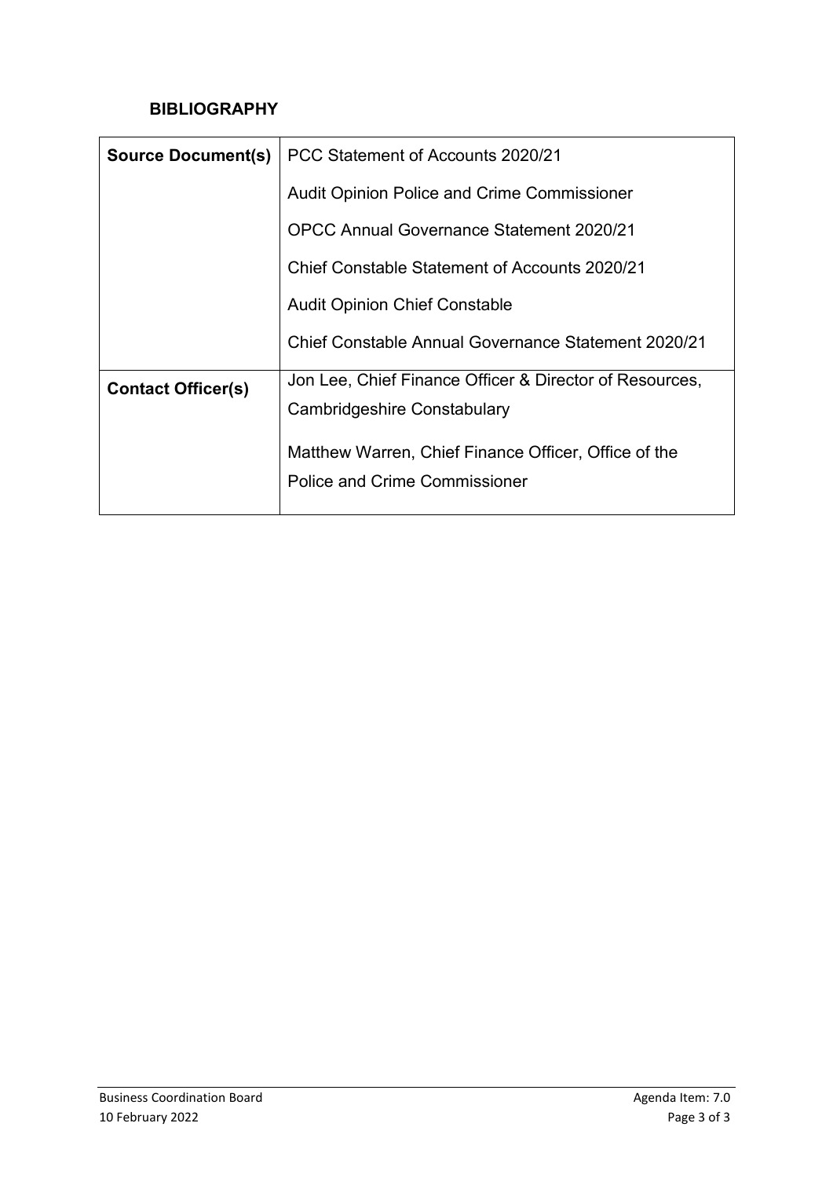## BIBLIOGRAPHY

| | |
|---|---|
| **Source Document(s)** | PCC Statement of Accounts 2020/21<br><br>Audit Opinion Police and Crime Commissioner<br><br>OPCC Annual Governance Statement 2020/21<br><br>Chief Constable Statement of Accounts 2020/21<br><br>Audit Opinion Chief Constable<br><br>Chief Constable Annual Governance Statement 2020/21 |
| **Contact Officer(s)** | Jon Lee, Chief Finance Officer & Director of Resources, Cambridgeshire Constabulary<br><br>Matthew Warren, Chief Finance Officer, Office of the Police and Crime Commissioner |